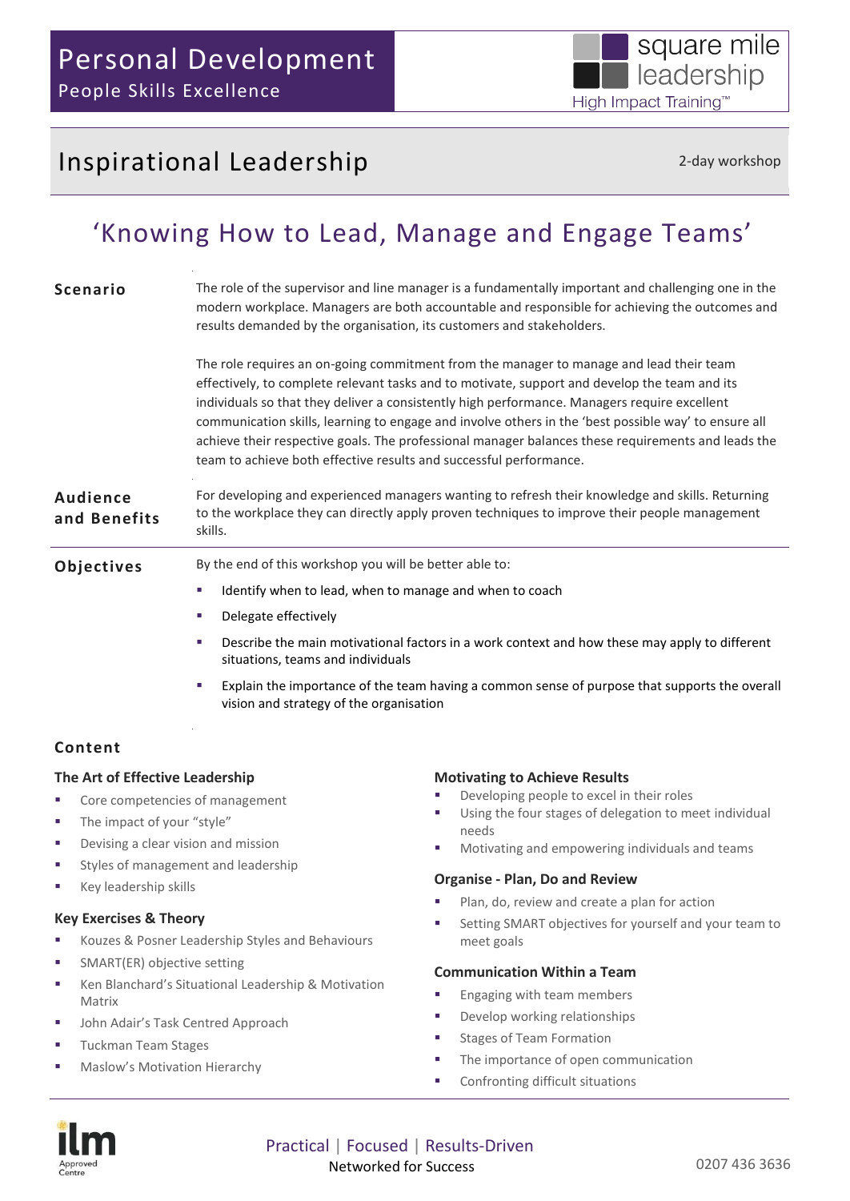# Personal Development

People Skills Excellence

square mile leadership
High Impact Training™

## Inspirational Leadership

2-day workshop

## 'Knowing How to Lead, Manage and Engage Teams'

### Scenario

The role of the supervisor and line manager is a fundamentally important and challenging one in the modern workplace. Managers are both accountable and responsible for achieving the outcomes and results demanded by the organisation, its customers and stakeholders.

The role requires an on-going commitment from the manager to manage and lead their team effectively, to complete relevant tasks and to motivate, support and develop the team and its individuals so that they deliver a consistently high performance. Managers require excellent communication skills, learning to engage and involve others in the 'best possible way' to ensure all achieve their respective goals. The professional manager balances these requirements and leads the team to achieve both effective results and successful performance.

### Audience and Benefits

For developing and experienced managers wanting to refresh their knowledge and skills. Returning to the workplace they can directly apply proven techniques to improve their people management skills.

### Objectives

By the end of this workshop you will be better able to:

- Identify when to lead, when to manage and when to coach
- Delegate effectively
- Describe the main motivational factors in a work context and how these may apply to different situations, teams and individuals
- Explain the importance of the team having a common sense of purpose that supports the overall vision and strategy of the organisation

### Content

**The Art of Effective Leadership**

- Core competencies of management
- The impact of your "style"
- Devising a clear vision and mission
- Styles of management and leadership
- Key leadership skills

**Key Exercises & Theory**

- Kouzes & Posner Leadership Styles and Behaviours
- SMART(ER) objective setting
- Ken Blanchard's Situational Leadership & Motivation Matrix
- John Adair's Task Centred Approach
- Tuckman Team Stages
- Maslow's Motivation Hierarchy

**Motivating to Achieve Results**

- Developing people to excel in their roles
- Using the four stages of delegation to meet individual needs
- Motivating and empowering individuals and teams

**Organise - Plan, Do and Review**

- Plan, do, review and create a plan for action
- Setting SMART objectives for yourself and your team to meet goals

**Communication Within a Team**

- Engaging with team members
- Develop working relationships
- Stages of Team Formation
- The importance of open communication
- Confronting difficult situations

ilm Approved Centre

Practical | Focused | Results-Driven
Networked for Success

0207 436 3636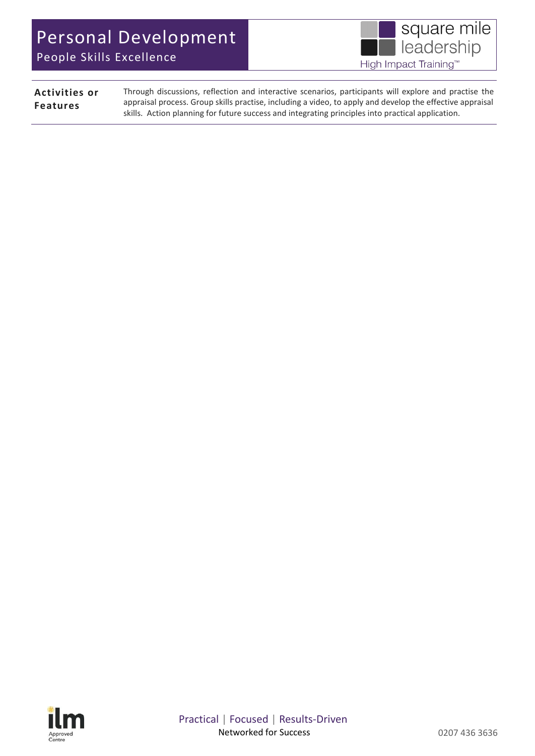| | |
|---|---|
| **Activities or Features** | Through discussions, reflection and interactive scenarios, participants will explore and practise the appraisal process. Group skills practise, including a video, to apply and develop the effective appraisal skills. Action planning for future success and integrating principles into practical application. |